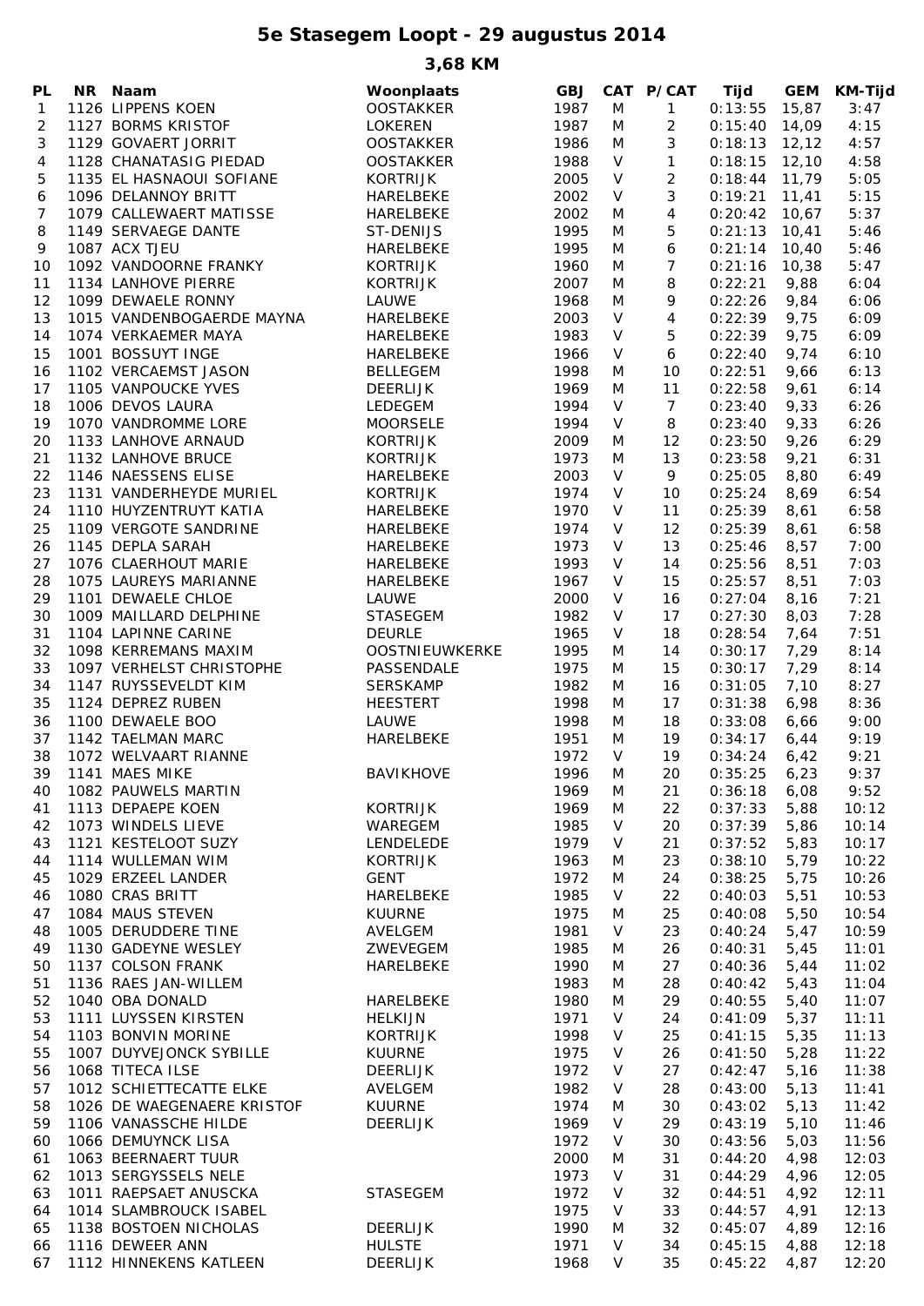# 5e Stasegem Loopt - 29 augustus 2014

## 3,68 KM

| PL | NR | Naam | Woonplaats | GBJ | CAT | P/CAT | Tijd | GEM | KM-Tijd |
|---|---|---|---|---|---|---|---|---|---|
| 1 | 1126 | LIPPENS KOEN | OOSTAKKER | 1987 | M | 1 | 0:13:55 | 15,87 | 3:47 |
| 2 | 1127 | BORMS KRISTOF | LOKEREN | 1987 | M | 2 | 0:15:40 | 14,09 | 4:15 |
| 3 | 1129 | GOVAERT JORRIT | OOSTAKKER | 1986 | M | 3 | 0:18:13 | 12,12 | 4:57 |
| 4 | 1128 | CHANATASIG PIEDAD | OOSTAKKER | 1988 | V | 1 | 0:18:15 | 12,10 | 4:58 |
| 5 | 1135 | EL HASNAOUI SOFIANE | KORTRIJK | 2005 | V | 2 | 0:18:44 | 11,79 | 5:05 |
| 6 | 1096 | DELANNOY BRITT | HARELBEKE | 2002 | V | 3 | 0:19:21 | 11,41 | 5:15 |
| 7 | 1079 | CALLEWAERT MATISSE | HARELBEKE | 2002 | M | 4 | 0:20:42 | 10,67 | 5:37 |
| 8 | 1149 | SERVAEGE DANTE | ST-DENIJS | 1995 | M | 5 | 0:21:13 | 10,41 | 5:46 |
| 9 | 1087 | ACX TJEU | HARELBEKE | 1995 | M | 6 | 0:21:14 | 10,40 | 5:46 |
| 10 | 1092 | VANDOORNE FRANKY | KORTRIJK | 1960 | M | 7 | 0:21:16 | 10,38 | 5:47 |
| 11 | 1134 | LANHOVE PIERRE | KORTRIJK | 2007 | M | 8 | 0:22:21 | 9,88 | 6:04 |
| 12 | 1099 | DEWAELE RONNY | LAUWE | 1968 | M | 9 | 0:22:26 | 9,84 | 6:06 |
| 13 | 1015 | VANDENBOGAERDE MAYNA | HARELBEKE | 2003 | V | 4 | 0:22:39 | 9,75 | 6:09 |
| 14 | 1074 | VERKAEMER MAYA | HARELBEKE | 1983 | V | 5 | 0:22:39 | 9,75 | 6:09 |
| 15 | 1001 | BOSSUYT INGE | HARELBEKE | 1966 | V | 6 | 0:22:40 | 9,74 | 6:10 |
| 16 | 1102 | VERCAEMST JASON | BELLEGEM | 1998 | M | 10 | 0:22:51 | 9,66 | 6:13 |
| 17 | 1105 | VANPOUCKE YVES | DEERLIJK | 1969 | M | 11 | 0:22:58 | 9,61 | 6:14 |
| 18 | 1006 | DEVOS LAURA | LEDEGEM | 1994 | V | 7 | 0:23:40 | 9,33 | 6:26 |
| 19 | 1070 | VANDROMME LORE | MOORSELE | 1994 | V | 8 | 0:23:40 | 9,33 | 6:26 |
| 20 | 1133 | LANHOVE ARNAUD | KORTRIJK | 2009 | M | 12 | 0:23:50 | 9,26 | 6:29 |
| 21 | 1132 | LANHOVE BRUCE | KORTRIJK | 1973 | M | 13 | 0:23:58 | 9,21 | 6:31 |
| 22 | 1146 | NAESSENS ELISE | HARELBEKE | 2003 | V | 9 | 0:25:05 | 8,80 | 6:49 |
| 23 | 1131 | VANDERHEYDE MURIEL | KORTRIJK | 1974 | V | 10 | 0:25:24 | 8,69 | 6:54 |
| 24 | 1110 | HUYZENTRUYT KATIA | HARELBEKE | 1970 | V | 11 | 0:25:39 | 8,61 | 6:58 |
| 25 | 1109 | VERGOTE SANDRINE | HARELBEKE | 1974 | V | 12 | 0:25:39 | 8,61 | 6:58 |
| 26 | 1145 | DEPLA SARAH | HARELBEKE | 1973 | V | 13 | 0:25:46 | 8,57 | 7:00 |
| 27 | 1076 | CLAERHOUT MARIE | HARELBEKE | 1993 | V | 14 | 0:25:56 | 8,51 | 7:03 |
| 28 | 1075 | LAUREYS MARIANNE | HARELBEKE | 1967 | V | 15 | 0:25:57 | 8,51 | 7:03 |
| 29 | 1101 | DEWAELE CHLOE | LAUWE | 2000 | V | 16 | 0:27:04 | 8,16 | 7:21 |
| 30 | 1009 | MAILLARD DELPHINE | STASEGEM | 1982 | V | 17 | 0:27:30 | 8,03 | 7:28 |
| 31 | 1104 | LAPINNE CARINE | DEURLE | 1965 | V | 18 | 0:28:54 | 7,64 | 7:51 |
| 32 | 1098 | KERREMANS MAXIM | OOSTNIEUWKERKE | 1995 | M | 14 | 0:30:17 | 7,29 | 8:14 |
| 33 | 1097 | VERHELST CHRISTOPHE | PASSENDALE | 1975 | M | 15 | 0:30:17 | 7,29 | 8:14 |
| 34 | 1147 | RUYSSEVELDT KIM | SERSKAMP | 1982 | M | 16 | 0:31:05 | 7,10 | 8:27 |
| 35 | 1124 | DEPREZ RUBEN | HEESTERT | 1998 | M | 17 | 0:31:38 | 6,98 | 8:36 |
| 36 | 1100 | DEWAELE BOO | LAUWE | 1998 | M | 18 | 0:33:08 | 6,66 | 9:00 |
| 37 | 1142 | TAELMAN MARC | HARELBEKE | 1951 | M | 19 | 0:34:17 | 6,44 | 9:19 |
| 38 | 1072 | WELVAART RIANNE | | 1972 | V | 19 | 0:34:24 | 6,42 | 9:21 |
| 39 | 1141 | MAES MIKE | BAVIKHOVE | 1996 | M | 20 | 0:35:25 | 6,23 | 9:37 |
| 40 | 1082 | PAUWELS MARTIN | | 1969 | M | 21 | 0:36:18 | 6,08 | 9:52 |
| 41 | 1113 | DEPAEPE KOEN | KORTRIJK | 1969 | M | 22 | 0:37:33 | 5,88 | 10:12 |
| 42 | 1073 | WINDELS LIEVE | WAREGEM | 1985 | V | 20 | 0:37:39 | 5,86 | 10:14 |
| 43 | 1121 | KESTELOOT SUZY | LENDELEDE | 1979 | V | 21 | 0:37:52 | 5,83 | 10:17 |
| 44 | 1114 | WULLEMAN WIM | KORTRIJK | 1963 | M | 23 | 0:38:10 | 5,79 | 10:22 |
| 45 | 1029 | ERZEEL LANDER | GENT | 1972 | M | 24 | 0:38:25 | 5,75 | 10:26 |
| 46 | 1080 | CRAS BRITT | HARELBEKE | 1985 | V | 22 | 0:40:03 | 5,51 | 10:53 |
| 47 | 1084 | MAUS STEVEN | KUURNE | 1975 | M | 25 | 0:40:08 | 5,50 | 10:54 |
| 48 | 1005 | DERUDDERE TINE | AVELGEM | 1981 | V | 23 | 0:40:24 | 5,47 | 10:59 |
| 49 | 1130 | GADEYNE WESLEY | ZWEVEGEM | 1985 | M | 26 | 0:40:31 | 5,45 | 11:01 |
| 50 | 1137 | COLSON FRANK | HARELBEKE | 1990 | M | 27 | 0:40:36 | 5,44 | 11:02 |
| 51 | 1136 | RAES JAN-WILLEM | | 1983 | M | 28 | 0:40:42 | 5,43 | 11:04 |
| 52 | 1040 | OBA DONALD | HARELBEKE | 1980 | M | 29 | 0:40:55 | 5,40 | 11:07 |
| 53 | 1111 | LUYSSEN KIRSTEN | HELKIJN | 1971 | V | 24 | 0:41:09 | 5,37 | 11:11 |
| 54 | 1103 | BONVIN MORINE | KORTRIJK | 1998 | V | 25 | 0:41:15 | 5,35 | 11:13 |
| 55 | 1007 | DUYVEJONCK SYBILLE | KUURNE | 1975 | V | 26 | 0:41:50 | 5,28 | 11:22 |
| 56 | 1068 | TITECA ILSE | DEERLIJK | 1972 | V | 27 | 0:42:47 | 5,16 | 11:38 |
| 57 | 1012 | SCHIETTECATTE ELKE | AVELGEM | 1982 | V | 28 | 0:43:00 | 5,13 | 11:41 |
| 58 | 1026 | DE WAEGENAERE KRISTOF | KUURNE | 1974 | M | 30 | 0:43:02 | 5,13 | 11:42 |
| 59 | 1106 | VANASSCHE HILDE | DEERLIJK | 1969 | V | 29 | 0:43:19 | 5,10 | 11:46 |
| 60 | 1066 | DEMUYNCK LISA | | 1972 | V | 30 | 0:43:56 | 5,03 | 11:56 |
| 61 | 1063 | BEERNAERT TUUR | | 2000 | M | 31 | 0:44:20 | 4,98 | 12:03 |
| 62 | 1013 | SERGYSSELS NELE | | 1973 | V | 31 | 0:44:29 | 4,96 | 12:05 |
| 63 | 1011 | RAEPSAET ANUSCKA | STASEGEM | 1972 | V | 32 | 0:44:51 | 4,92 | 12:11 |
| 64 | 1014 | SLAMBROUCK ISABEL | | 1975 | V | 33 | 0:44:57 | 4,91 | 12:13 |
| 65 | 1138 | BOSTOEN NICHOLAS | DEERLIJK | 1990 | M | 32 | 0:45:07 | 4,89 | 12:16 |
| 66 | 1116 | DEWEER ANN | HULSTE | 1971 | V | 34 | 0:45:15 | 4,88 | 12:18 |
| 67 | 1112 | HINNEKENS KATLEEN | DEERLIJK | 1968 | V | 35 | 0:45:22 | 4,87 | 12:20 |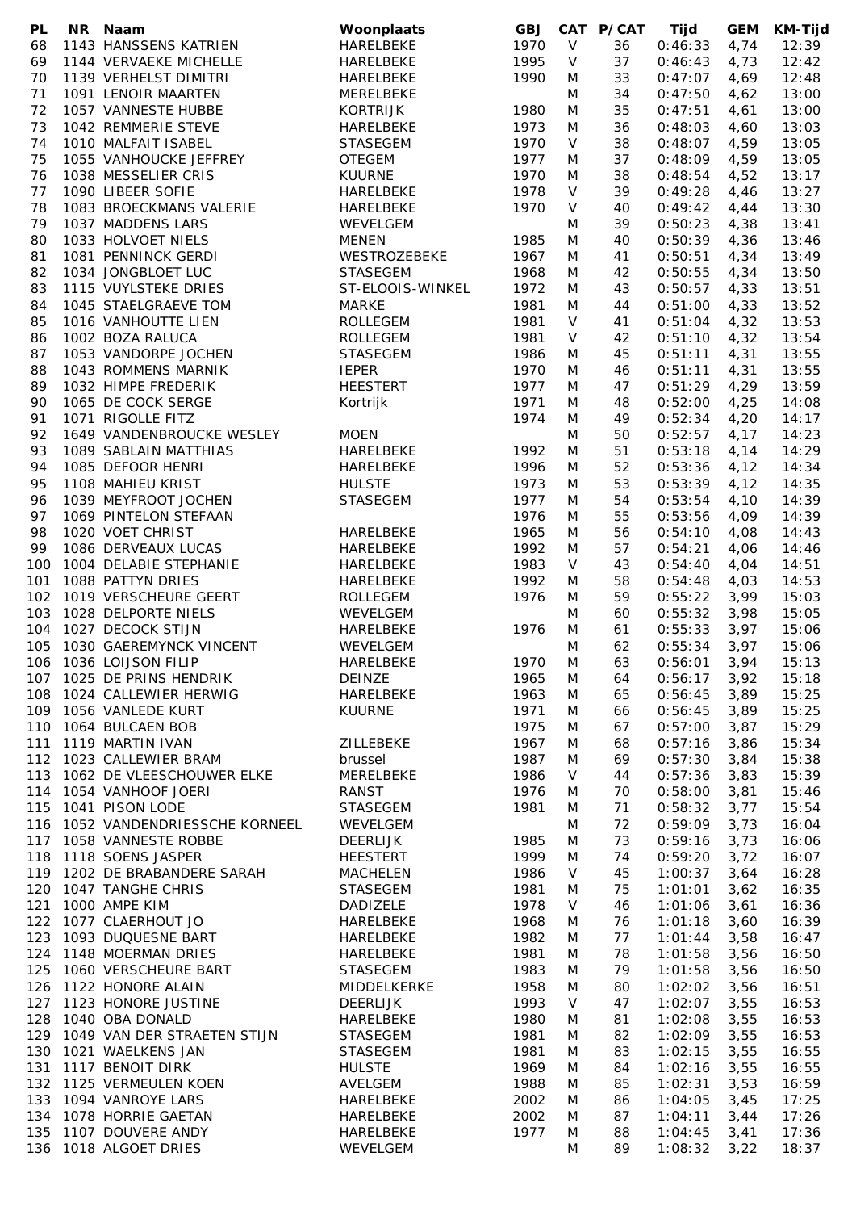| PL | NR | Naam | Woonplaats | GBJ | CAT | P/CAT | Tijd | GEM | KM-Tijd |
|---|---|---|---|---|---|---|---|---|---|
| 68 | 1143 | HANSSENS KATRIEN | HARELBEKE | 1970 | V | 36 | 0:46:33 | 4,74 | 12:39 |
| 69 | 1144 | VERVAEKE MICHELLE | HARELBEKE | 1995 | V | 37 | 0:46:43 | 4,73 | 12:42 |
| 70 | 1139 | VERHELST DIMITRI | HARELBEKE | 1990 | M | 33 | 0:47:07 | 4,69 | 12:48 |
| 71 | 1091 | LENOIR MAARTEN | MERELBEKE | | M | 34 | 0:47:50 | 4,62 | 13:00 |
| 72 | 1057 | VANNESTE HUBBE | KORTRIJK | 1980 | M | 35 | 0:47:51 | 4,61 | 13:00 |
| 73 | 1042 | REMMERIE STEVE | HARELBEKE | 1973 | M | 36 | 0:48:03 | 4,60 | 13:03 |
| 74 | 1010 | MALFAIT ISABEL | STASEGEM | 1970 | V | 38 | 0:48:07 | 4,59 | 13:05 |
| 75 | 1055 | VANHOUCKE JEFFREY | OTEGEM | 1977 | M | 37 | 0:48:09 | 4,59 | 13:05 |
| 76 | 1038 | MESSELIER CRIS | KUURNE | 1970 | M | 38 | 0:48:54 | 4,52 | 13:17 |
| 77 | 1090 | LIBEER SOFIE | HARELBEKE | 1978 | V | 39 | 0:49:28 | 4,46 | 13:27 |
| 78 | 1083 | BROECKMANS VALERIE | HARELBEKE | 1970 | V | 40 | 0:49:42 | 4,44 | 13:30 |
| 79 | 1037 | MADDENS LARS | WEVELGEM | | M | 39 | 0:50:23 | 4,38 | 13:41 |
| 80 | 1033 | HOLVOET NIELS | MENEN | 1985 | M | 40 | 0:50:39 | 4,36 | 13:46 |
| 81 | 1081 | PENNINCK GERDI | WESTROZEBEKE | 1967 | M | 41 | 0:50:51 | 4,34 | 13:49 |
| 82 | 1034 | JONGBLOET LUC | STASEGEM | 1968 | M | 42 | 0:50:55 | 4,34 | 13:50 |
| 83 | 1115 | VUYLSTEKE DRIES | ST-ELOOIS-WINKEL | 1972 | M | 43 | 0:50:57 | 4,33 | 13:51 |
| 84 | 1045 | STAELGRAEVE TOM | MARKE | 1981 | M | 44 | 0:51:00 | 4,33 | 13:52 |
| 85 | 1016 | VANHOUTTE LIEN | ROLLEGEM | 1981 | V | 41 | 0:51:04 | 4,32 | 13:53 |
| 86 | 1002 | BOZA RALUCA | ROLLEGEM | 1981 | V | 42 | 0:51:10 | 4,32 | 13:54 |
| 87 | 1053 | VANDORPE JOCHEN | STASEGEM | 1986 | M | 45 | 0:51:11 | 4,31 | 13:55 |
| 88 | 1043 | ROMMENS MARNIK | IEPER | 1970 | M | 46 | 0:51:11 | 4,31 | 13:55 |
| 89 | 1032 | HIMPE FREDERIK | HEESTERT | 1977 | M | 47 | 0:51:29 | 4,29 | 13:59 |
| 90 | 1065 | DE COCK SERGE | Kortrijk | 1971 | M | 48 | 0:52:00 | 4,25 | 14:08 |
| 91 | 1071 | RIGOLLE FITZ | | 1974 | M | 49 | 0:52:34 | 4,20 | 14:17 |
| 92 | 1649 | VANDENBROUCKE WESLEY | MOEN | | M | 50 | 0:52:57 | 4,17 | 14:23 |
| 93 | 1089 | SABLAIN MATTHIAS | HARELBEKE | 1992 | M | 51 | 0:53:18 | 4,14 | 14:29 |
| 94 | 1085 | DEFOOR HENRI | HARELBEKE | 1996 | M | 52 | 0:53:36 | 4,12 | 14:34 |
| 95 | 1108 | MAHIEU KRIST | HULSTE | 1973 | M | 53 | 0:53:39 | 4,12 | 14:35 |
| 96 | 1039 | MEYFROOT JOCHEN | STASEGEM | 1977 | M | 54 | 0:53:54 | 4,10 | 14:39 |
| 97 | 1069 | PINTELON STEFAAN | | 1976 | M | 55 | 0:53:56 | 4,09 | 14:39 |
| 98 | 1020 | VOET CHRIST | HARELBEKE | 1965 | M | 56 | 0:54:10 | 4,08 | 14:43 |
| 99 | 1086 | DERVEAUX LUCAS | HARELBEKE | 1992 | M | 57 | 0:54:21 | 4,06 | 14:46 |
| 100 | 1004 | DELABIE STEPHANIE | HARELBEKE | 1983 | V | 43 | 0:54:40 | 4,04 | 14:51 |
| 101 | 1088 | PATTYN DRIES | HARELBEKE | 1992 | M | 58 | 0:54:48 | 4,03 | 14:53 |
| 102 | 1019 | VERSCHEURE GEERT | ROLLEGEM | 1976 | M | 59 | 0:55:22 | 3,99 | 15:03 |
| 103 | 1028 | DELPORTE NIELS | WEVELGEM | | M | 60 | 0:55:32 | 3,98 | 15:05 |
| 104 | 1027 | DECOCK STIJN | HARELBEKE | 1976 | M | 61 | 0:55:33 | 3,97 | 15:06 |
| 105 | 1030 | GAEREMYNCK VINCENT | WEVELGEM | | M | 62 | 0:55:34 | 3,97 | 15:06 |
| 106 | 1036 | LOIJSON FILIP | HARELBEKE | 1970 | M | 63 | 0:56:01 | 3,94 | 15:13 |
| 107 | 1025 | DE PRINS HENDRIK | DEINZE | 1965 | M | 64 | 0:56:17 | 3,92 | 15:18 |
| 108 | 1024 | CALLEWIER HERWIG | HARELBEKE | 1963 | M | 65 | 0:56:45 | 3,89 | 15:25 |
| 109 | 1056 | VANLEDE KURT | KUURNE | 1971 | M | 66 | 0:56:45 | 3,89 | 15:25 |
| 110 | 1064 | BULCAEN BOB | | 1975 | M | 67 | 0:57:00 | 3,87 | 15:29 |
| 111 | 1119 | MARTIN IVAN | ZILLEBEKE | 1967 | M | 68 | 0:57:16 | 3,86 | 15:34 |
| 112 | 1023 | CALLEWIER BRAM | brussel | 1987 | M | 69 | 0:57:30 | 3,84 | 15:38 |
| 113 | 1062 | DE VLEESCHOUWER ELKE | MERELBEKE | 1986 | V | 44 | 0:57:36 | 3,83 | 15:39 |
| 114 | 1054 | VANHOOF JOERI | RANST | 1976 | M | 70 | 0:58:00 | 3,81 | 15:46 |
| 115 | 1041 | PISON LODE | STASEGEM | 1981 | M | 71 | 0:58:32 | 3,77 | 15:54 |
| 116 | 1052 | VANDENDRIESSCHE KORNEEL | WEVELGEM | | M | 72 | 0:59:09 | 3,73 | 16:04 |
| 117 | 1058 | VANNESTE ROBBE | DEERLIJK | 1985 | M | 73 | 0:59:16 | 3,73 | 16:06 |
| 118 | 1118 | SOENS JASPER | HEESTERT | 1999 | M | 74 | 0:59:20 | 3,72 | 16:07 |
| 119 | 1202 | DE BRABANDERE SARAH | MACHELEN | 1986 | V | 45 | 1:00:37 | 3,64 | 16:28 |
| 120 | 1047 | TANGHE CHRIS | STASEGEM | 1981 | M | 75 | 1:01:01 | 3,62 | 16:35 |
| 121 | 1000 | AMPE KIM | DADIZELE | 1978 | V | 46 | 1:01:06 | 3,61 | 16:36 |
| 122 | 1077 | CLAERHOUT JO | HARELBEKE | 1968 | M | 76 | 1:01:18 | 3,60 | 16:39 |
| 123 | 1093 | DUQUESNE BART | HARELBEKE | 1982 | M | 77 | 1:01:44 | 3,58 | 16:47 |
| 124 | 1148 | MOERMAN DRIES | HARELBEKE | 1981 | M | 78 | 1:01:58 | 3,56 | 16:50 |
| 125 | 1060 | VERSCHEURE BART | STASEGEM | 1983 | M | 79 | 1:01:58 | 3,56 | 16:50 |
| 126 | 1122 | HONORE ALAIN | MIDDELKERKE | 1958 | M | 80 | 1:02:02 | 3,56 | 16:51 |
| 127 | 1123 | HONORE JUSTINE | DEERLIJK | 1993 | V | 47 | 1:02:07 | 3,55 | 16:53 |
| 128 | 1040 | OBA DONALD | HARELBEKE | 1980 | M | 81 | 1:02:08 | 3,55 | 16:53 |
| 129 | 1049 | VAN DER STRAETEN STIJN | STASEGEM | 1981 | M | 82 | 1:02:09 | 3,55 | 16:53 |
| 130 | 1021 | WAELKENS JAN | STASEGEM | 1981 | M | 83 | 1:02:15 | 3,55 | 16:55 |
| 131 | 1117 | BENOIT DIRK | HULSTE | 1969 | M | 84 | 1:02:16 | 3,55 | 16:55 |
| 132 | 1125 | VERMEULEN KOEN | AVELGEM | 1988 | M | 85 | 1:02:31 | 3,53 | 16:59 |
| 133 | 1094 | VANROYE LARS | HARELBEKE | 2002 | M | 86 | 1:04:05 | 3,45 | 17:25 |
| 134 | 1078 | HORRIE GAETAN | HARELBEKE | 2002 | M | 87 | 1:04:11 | 3,44 | 17:26 |
| 135 | 1107 | DOUVERE ANDY | HARELBEKE | 1977 | M | 88 | 1:04:45 | 3,41 | 17:36 |
| 136 | 1018 | ALGOET DRIES | WEVELGEM | | M | 89 | 1:08:32 | 3,22 | 18:37 |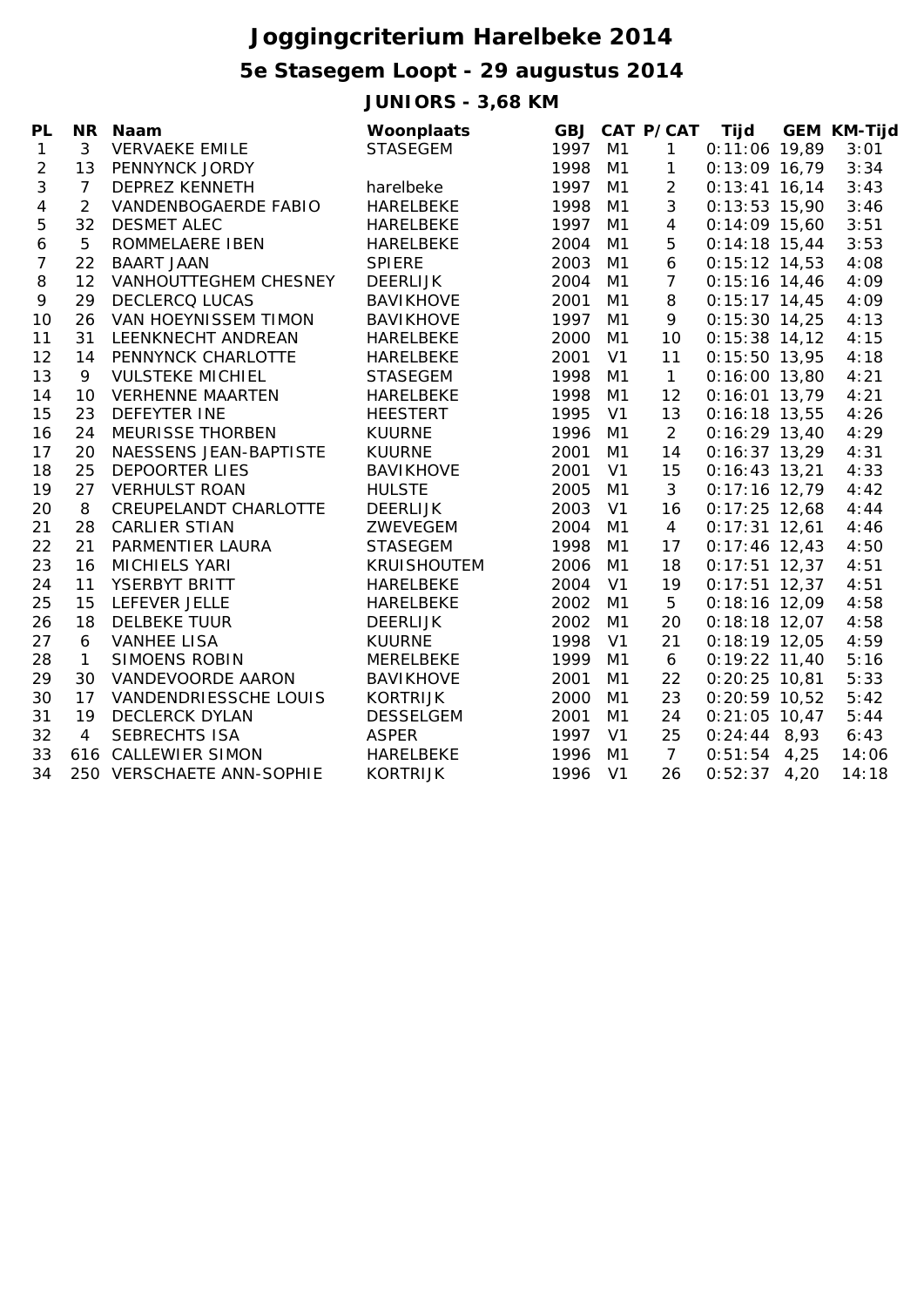# Joggingcriterium Harelbeke 2014

## 5e Stasegem Loopt - 29 augustus 2014

### JUNIORS - 3,68 KM

| PL | NR | Naam | Woonplaats | GBJ | CAT | P/CAT | Tijd | GEM | KM-Tijd |
|---|---|---|---|---|---|---|---|---|---|
| 1 | 3 | VERVAEKE EMILE | STASEGEM | 1997 | M1 | 1 | 0:11:06 | 19,89 | 3:01 |
| 2 | 13 | PENNYNCK JORDY | | 1998 | M1 | 1 | 0:13:09 | 16,79 | 3:34 |
| 3 | 7 | DEPREZ KENNETH | harelbeke | 1997 | M1 | 2 | 0:13:41 | 16,14 | 3:43 |
| 4 | 2 | VANDENBOGAERDE FABIO | HARELBEKE | 1998 | M1 | 3 | 0:13:53 | 15,90 | 3:46 |
| 5 | 32 | DESMET ALEC | HARELBEKE | 1997 | M1 | 4 | 0:14:09 | 15,60 | 3:51 |
| 6 | 5 | ROMMELAERE IBEN | HARELBEKE | 2004 | M1 | 5 | 0:14:18 | 15,44 | 3:53 |
| 7 | 22 | BAART JAAN | SPIERE | 2003 | M1 | 6 | 0:15:12 | 14,53 | 4:08 |
| 8 | 12 | VANHOUTTEGHEM CHESNEY | DEERLIJK | 2004 | M1 | 7 | 0:15:16 | 14,46 | 4:09 |
| 9 | 29 | DECLERCQ LUCAS | BAVIKHOVE | 2001 | M1 | 8 | 0:15:17 | 14,45 | 4:09 |
| 10 | 26 | VAN HOEYNISSEM TIMON | BAVIKHOVE | 1997 | M1 | 9 | 0:15:30 | 14,25 | 4:13 |
| 11 | 31 | LEENKNECHT ANDREAN | HARELBEKE | 2000 | M1 | 10 | 0:15:38 | 14,12 | 4:15 |
| 12 | 14 | PENNYNCK CHARLOTTE | HARELBEKE | 2001 | V1 | 11 | 0:15:50 | 13,95 | 4:18 |
| 13 | 9 | VULSTEKE MICHIEL | STASEGEM | 1998 | M1 | 1 | 0:16:00 | 13,80 | 4:21 |
| 14 | 10 | VERHENNE MAARTEN | HARELBEKE | 1998 | M1 | 12 | 0:16:01 | 13,79 | 4:21 |
| 15 | 23 | DEFEYTER INE | HEESTERT | 1995 | V1 | 13 | 0:16:18 | 13,55 | 4:26 |
| 16 | 24 | MEURISSE THORBEN | KUURNE | 1996 | M1 | 2 | 0:16:29 | 13,40 | 4:29 |
| 17 | 20 | NAESSENS JEAN-BAPTISTE | KUURNE | 2001 | M1 | 14 | 0:16:37 | 13,29 | 4:31 |
| 18 | 25 | DEPOORTER LIES | BAVIKHOVE | 2001 | V1 | 15 | 0:16:43 | 13,21 | 4:33 |
| 19 | 27 | VERHULST ROAN | HULSTE | 2005 | M1 | 3 | 0:17:16 | 12,79 | 4:42 |
| 20 | 8 | CREUPELANDT CHARLOTTE | DEERLIJK | 2003 | V1 | 16 | 0:17:25 | 12,68 | 4:44 |
| 21 | 28 | CARLIER STIAN | ZWEVEGEM | 2004 | M1 | 4 | 0:17:31 | 12,61 | 4:46 |
| 22 | 21 | PARMENTIER LAURA | STASEGEM | 1998 | M1 | 17 | 0:17:46 | 12,43 | 4:50 |
| 23 | 16 | MICHIELS YARI | KRUISHOUTEM | 2006 | M1 | 18 | 0:17:51 | 12,37 | 4:51 |
| 24 | 11 | YSERBYT BRITT | HARELBEKE | 2004 | V1 | 19 | 0:17:51 | 12,37 | 4:51 |
| 25 | 15 | LEFEVER JELLE | HARELBEKE | 2002 | M1 | 5 | 0:18:16 | 12,09 | 4:58 |
| 26 | 18 | DELBEKE TUUR | DEERLIJK | 2002 | M1 | 20 | 0:18:18 | 12,07 | 4:58 |
| 27 | 6 | VANHEE LISA | KUURNE | 1998 | V1 | 21 | 0:18:19 | 12,05 | 4:59 |
| 28 | 1 | SIMOENS ROBIN | MERELBEKE | 1999 | M1 | 6 | 0:19:22 | 11,40 | 5:16 |
| 29 | 30 | VANDEVOORDE AARON | BAVIKHOVE | 2001 | M1 | 22 | 0:20:25 | 10,81 | 5:33 |
| 30 | 17 | VANDENDRIESSCHE LOUIS | KORTRIJK | 2000 | M1 | 23 | 0:20:59 | 10,52 | 5:42 |
| 31 | 19 | DECLERCK DYLAN | DESSELGEM | 2001 | M1 | 24 | 0:21:05 | 10,47 | 5:44 |
| 32 | 4 | SEBRECHTS ISA | ASPER | 1997 | V1 | 25 | 0:24:44 | 8,93 | 6:43 |
| 33 | 616 | CALLEWIER SIMON | HARELBEKE | 1996 | M1 | 7 | 0:51:54 | 4,25 | 14:06 |
| 34 | 250 | VERSCHAETE ANN-SOPHIE | KORTRIJK | 1996 | V1 | 26 | 0:52:37 | 4,20 | 14:18 |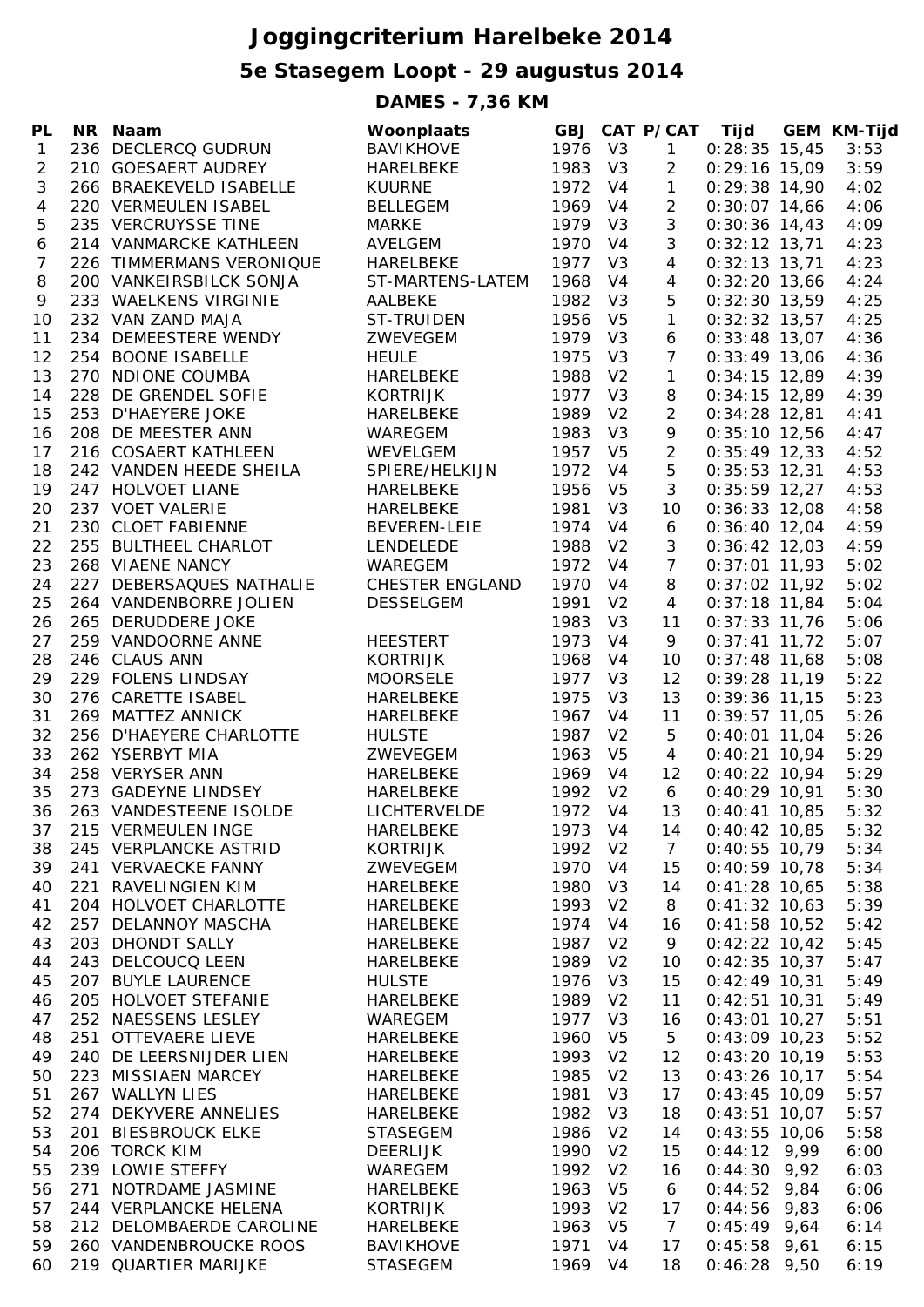# Joggingcriterium Harelbeke 2014

## 5e Stasegem Loopt - 29 augustus 2014

### DAMES - 7,36 KM

| PL | NR | Naam | Woonplaats | GBJ | CAT | P/CAT | Tijd | GEM | KM-Tijd |
|---|---|---|---|---|---|---|---|---|---|
| 1 | 236 | DECLERCQ GUDRUN | BAVIKHOVE | 1976 | V3 | 1 | 0:28:35 | 15,45 | 3:53 |
| 2 | 210 | GOESAERT AUDREY | HARELBEKE | 1983 | V3 | 2 | 0:29:16 | 15,09 | 3:59 |
| 3 | 266 | BRAEKEVELD ISABELLE | KUURNE | 1972 | V4 | 1 | 0:29:38 | 14,90 | 4:02 |
| 4 | 220 | VERMEULEN ISABEL | BELLEGEM | 1969 | V4 | 2 | 0:30:07 | 14,66 | 4:06 |
| 5 | 235 | VERCRUYSSE TINE | MARKE | 1979 | V3 | 3 | 0:30:36 | 14,43 | 4:09 |
| 6 | 214 | VANMARCKE KATHLEEN | AVELGEM | 1970 | V4 | 3 | 0:32:12 | 13,71 | 4:23 |
| 7 | 226 | TIMMERMANS VERONIQUE | HARELBEKE | 1977 | V3 | 4 | 0:32:13 | 13,71 | 4:23 |
| 8 | 200 | VANKEIRSBILCK SONJA | ST-MARTENS-LATEM | 1968 | V4 | 4 | 0:32:20 | 13,66 | 4:24 |
| 9 | 233 | WAELKENS VIRGINIE | AALBEKE | 1982 | V3 | 5 | 0:32:30 | 13,59 | 4:25 |
| 10 | 232 | VAN ZAND MAJA | ST-TRUIDEN | 1956 | V5 | 1 | 0:32:32 | 13,57 | 4:25 |
| 11 | 234 | DEMEESTERE WENDY | ZWEVEGEM | 1979 | V3 | 6 | 0:33:48 | 13,07 | 4:36 |
| 12 | 254 | BOONE ISABELLE | HEULE | 1975 | V3 | 7 | 0:33:49 | 13,06 | 4:36 |
| 13 | 270 | NDIONE COUMBA | HARELBEKE | 1988 | V2 | 1 | 0:34:15 | 12,89 | 4:39 |
| 14 | 228 | DE GRENDEL SOFIE | KORTRIJK | 1977 | V3 | 8 | 0:34:15 | 12,89 | 4:39 |
| 15 | 253 | D'HAEYERE JOKE | HARELBEKE | 1989 | V2 | 2 | 0:34:28 | 12,81 | 4:41 |
| 16 | 208 | DE MEESTER ANN | WAREGEM | 1983 | V3 | 9 | 0:35:10 | 12,56 | 4:47 |
| 17 | 216 | COSAERT KATHLEEN | WEVELGEM | 1957 | V5 | 2 | 0:35:49 | 12,33 | 4:52 |
| 18 | 242 | VANDEN HEEDE SHEILA | SPIERE/HELKIJN | 1972 | V4 | 5 | 0:35:53 | 12,31 | 4:53 |
| 19 | 247 | HOLVOET LIANE | HARELBEKE | 1956 | V5 | 3 | 0:35:59 | 12,27 | 4:53 |
| 20 | 237 | VOET VALERIE | HARELBEKE | 1981 | V3 | 10 | 0:36:33 | 12,08 | 4:58 |
| 21 | 230 | CLOET FABIENNE | BEVEREN-LEIE | 1974 | V4 | 6 | 0:36:40 | 12,04 | 4:59 |
| 22 | 255 | BULTHEEL CHARLOT | LENDELEDE | 1988 | V2 | 3 | 0:36:42 | 12,03 | 4:59 |
| 23 | 268 | VIAENE NANCY | WAREGEM | 1972 | V4 | 7 | 0:37:01 | 11,93 | 5:02 |
| 24 | 227 | DEBERSAQUES NATHALIE | CHESTER ENGLAND | 1970 | V4 | 8 | 0:37:02 | 11,92 | 5:02 |
| 25 | 264 | VANDENBORRE JOLIEN | DESSELGEM | 1991 | V2 | 4 | 0:37:18 | 11,84 | 5:04 |
| 26 | 265 | DERUDDERE JOKE | | 1983 | V3 | 11 | 0:37:33 | 11,76 | 5:06 |
| 27 | 259 | VANDOORNE ANNE | HEESTERT | 1973 | V4 | 9 | 0:37:41 | 11,72 | 5:07 |
| 28 | 246 | CLAUS ANN | KORTRIJK | 1968 | V4 | 10 | 0:37:48 | 11,68 | 5:08 |
| 29 | 229 | FOLENS LINDSAY | MOORSELE | 1977 | V3 | 12 | 0:39:28 | 11,19 | 5:22 |
| 30 | 276 | CARETTE ISABEL | HARELBEKE | 1975 | V3 | 13 | 0:39:36 | 11,15 | 5:23 |
| 31 | 269 | MATTEZ ANNICK | HARELBEKE | 1967 | V4 | 11 | 0:39:57 | 11,05 | 5:26 |
| 32 | 256 | D'HAEYERE CHARLOTTE | HULSTE | 1987 | V2 | 5 | 0:40:01 | 11,04 | 5:26 |
| 33 | 262 | YSERBYT MIA | ZWEVEGEM | 1963 | V5 | 4 | 0:40:21 | 10,94 | 5:29 |
| 34 | 258 | VERYSER ANN | HARELBEKE | 1969 | V4 | 12 | 0:40:22 | 10,94 | 5:29 |
| 35 | 273 | GADEYNE LINDSEY | HARELBEKE | 1992 | V2 | 6 | 0:40:29 | 10,91 | 5:30 |
| 36 | 263 | VANDESTEENE ISOLDE | LICHTERVELDE | 1972 | V4 | 13 | 0:40:41 | 10,85 | 5:32 |
| 37 | 215 | VERMEULEN INGE | HARELBEKE | 1973 | V4 | 14 | 0:40:42 | 10,85 | 5:32 |
| 38 | 245 | VERPLANCKE ASTRID | KORTRIJK | 1992 | V2 | 7 | 0:40:55 | 10,79 | 5:34 |
| 39 | 241 | VERVAECKE FANNY | ZWEVEGEM | 1970 | V4 | 15 | 0:40:59 | 10,78 | 5:34 |
| 40 | 221 | RAVELINGIEN KIM | HARELBEKE | 1980 | V3 | 14 | 0:41:28 | 10,65 | 5:38 |
| 41 | 204 | HOLVOET CHARLOTTE | HARELBEKE | 1993 | V2 | 8 | 0:41:32 | 10,63 | 5:39 |
| 42 | 257 | DELANNOY MASCHA | HARELBEKE | 1974 | V4 | 16 | 0:41:58 | 10,52 | 5:42 |
| 43 | 203 | DHONDT SALLY | HARELBEKE | 1987 | V2 | 9 | 0:42:22 | 10,42 | 5:45 |
| 44 | 243 | DELCOUCQ LEEN | HARELBEKE | 1989 | V2 | 10 | 0:42:35 | 10,37 | 5:47 |
| 45 | 207 | BUYLE LAURENCE | HULSTE | 1976 | V3 | 15 | 0:42:49 | 10,31 | 5:49 |
| 46 | 205 | HOLVOET STEFANIE | HARELBEKE | 1989 | V2 | 11 | 0:42:51 | 10,31 | 5:49 |
| 47 | 252 | NAESSENS LESLEY | WAREGEM | 1977 | V3 | 16 | 0:43:01 | 10,27 | 5:51 |
| 48 | 251 | OTTEVAERE LIEVE | HARELBEKE | 1960 | V5 | 5 | 0:43:09 | 10,23 | 5:52 |
| 49 | 240 | DE LEERSNIJDER LIEN | HARELBEKE | 1993 | V2 | 12 | 0:43:20 | 10,19 | 5:53 |
| 50 | 223 | MISSIAEN MARCEY | HARELBEKE | 1985 | V2 | 13 | 0:43:26 | 10,17 | 5:54 |
| 51 | 267 | WALLYN LIES | HARELBEKE | 1981 | V3 | 17 | 0:43:45 | 10,09 | 5:57 |
| 52 | 274 | DEKYVERE ANNELIES | HARELBEKE | 1982 | V3 | 18 | 0:43:51 | 10,07 | 5:57 |
| 53 | 201 | BIESBROUCK ELKE | STASEGEM | 1986 | V2 | 14 | 0:43:55 | 10,06 | 5:58 |
| 54 | 206 | TORCK KIM | DEERLIJK | 1990 | V2 | 15 | 0:44:12 | 9,99 | 6:00 |
| 55 | 239 | LOWIE STEFFY | WAREGEM | 1992 | V2 | 16 | 0:44:30 | 9,92 | 6:03 |
| 56 | 271 | NOTRDAME JASMINE | HARELBEKE | 1963 | V5 | 6 | 0:44:52 | 9,84 | 6:06 |
| 57 | 244 | VERPLANCKE HELENA | KORTRIJK | 1993 | V2 | 17 | 0:44:56 | 9,83 | 6:06 |
| 58 | 212 | DELOMBAERDE CAROLINE | HARELBEKE | 1963 | V5 | 7 | 0:45:49 | 9,64 | 6:14 |
| 59 | 260 | VANDENBROUCKE ROOS | BAVIKHOVE | 1971 | V4 | 17 | 0:45:58 | 9,61 | 6:15 |
| 60 | 219 | QUARTIER MARIJKE | STASEGEM | 1969 | V4 | 18 | 0:46:28 | 9,50 | 6:19 |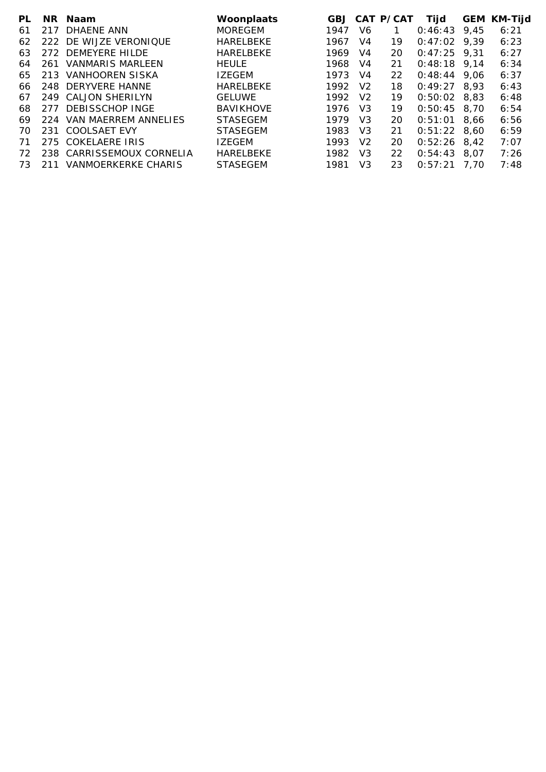| PL | NR | Naam | Woonplaats | GBJ | CAT | P/CAT | Tijd | GEM | KM-Tijd |
|---|---|---|---|---|---|---|---|---|---|
| 61 | 217 | DHAENE ANN | MOREGEM | 1947 | V6 | 1 | 0:46:43 | 9,45 | 6:21 |
| 62 | 222 | DE WIJZE VERONIQUE | HARELBEKE | 1967 | V4 | 19 | 0:47:02 | 9,39 | 6:23 |
| 63 | 272 | DEMEYERE HILDE | HARELBEKE | 1969 | V4 | 20 | 0:47:25 | 9,31 | 6:27 |
| 64 | 261 | VANMARIS MARLEEN | HEULE | 1968 | V4 | 21 | 0:48:18 | 9,14 | 6:34 |
| 65 | 213 | VANHOOREN SISKA | IZEGEM | 1973 | V4 | 22 | 0:48:44 | 9,06 | 6:37 |
| 66 | 248 | DERYVERE HANNE | HARELBEKE | 1992 | V2 | 18 | 0:49:27 | 8,93 | 6:43 |
| 67 | 249 | CALJON SHERILYN | GELUWE | 1992 | V2 | 19 | 0:50:02 | 8,83 | 6:48 |
| 68 | 277 | DEBISSCHOP INGE | BAVIKHOVE | 1976 | V3 | 19 | 0:50:45 | 8,70 | 6:54 |
| 69 | 224 | VAN MAERREM ANNELIES | STASEGEM | 1979 | V3 | 20 | 0:51:01 | 8,66 | 6:56 |
| 70 | 231 | COOLSAET EVY | STASEGEM | 1983 | V3 | 21 | 0:51:22 | 8,60 | 6:59 |
| 71 | 275 | COKELAERE IRIS | IZEGEM | 1993 | V2 | 20 | 0:52:26 | 8,42 | 7:07 |
| 72 | 238 | CARRISSEMOUX CORNELIA | HARELBEKE | 1982 | V3 | 22 | 0:54:43 | 8,07 | 7:26 |
| 73 | 211 | VANMOERKERKE CHARIS | STASEGEM | 1981 | V3 | 23 | 0:57:21 | 7,70 | 7:48 |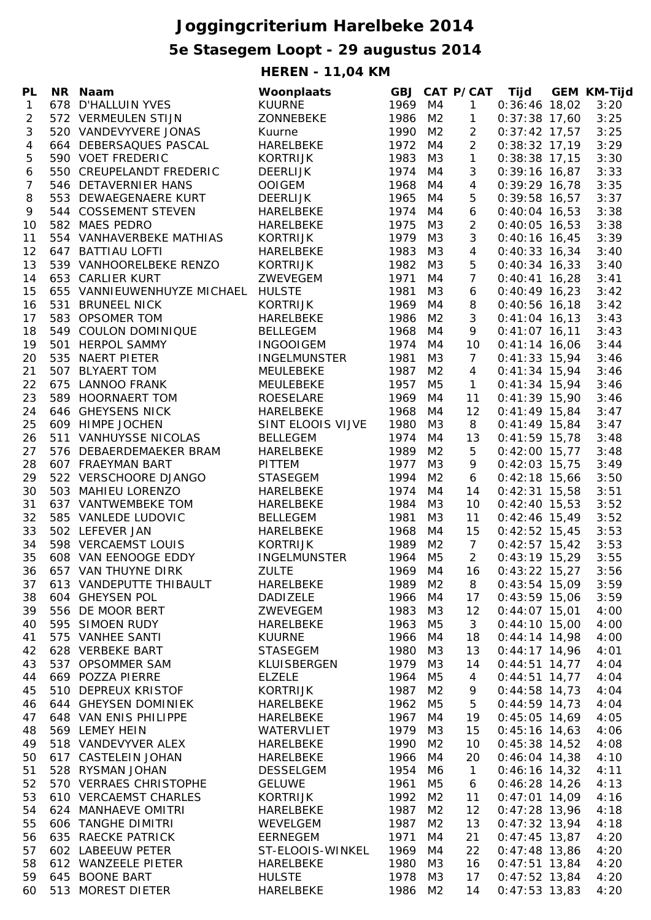# Joggingcriterium Harelbeke 2014

## 5e Stasegem Loopt - 29 augustus 2014

### HEREN - 11,04 KM

| PL | NR | Naam | Woonplaats | GBJ | CAT | P/CAT | Tijd | GEM | KM-Tijd |
|---|---|---|---|---|---|---|---|---|---|
| 1 | 678 | D'HALLUIN YVES | KUURNE | 1969 | M4 | 1 | 0:36:46 | 18,02 | 3:20 |
| 2 | 572 | VERMEULEN STIJN | ZONNEBEKE | 1986 | M2 | 1 | 0:37:38 | 17,60 | 3:25 |
| 3 | 520 | VANDEVYVERE JONAS | Kuurne | 1990 | M2 | 2 | 0:37:42 | 17,57 | 3:25 |
| 4 | 664 | DEBERSAQUES PASCAL | HARELBEKE | 1972 | M4 | 2 | 0:38:32 | 17,19 | 3:29 |
| 5 | 590 | VOET FREDERIC | KORTRIJK | 1983 | M3 | 1 | 0:38:38 | 17,15 | 3:30 |
| 6 | 550 | CREUPELANDT FREDERIC | DEERLIJK | 1974 | M4 | 3 | 0:39:16 | 16,87 | 3:33 |
| 7 | 546 | DETAVERNIER HANS | OOIGEM | 1968 | M4 | 4 | 0:39:29 | 16,78 | 3:35 |
| 8 | 553 | DEWAEGENAERE KURT | DEERLIJK | 1965 | M4 | 5 | 0:39:58 | 16,57 | 3:37 |
| 9 | 544 | COSSEMENT STEVEN | HARELBEKE | 1974 | M4 | 6 | 0:40:04 | 16,53 | 3:38 |
| 10 | 582 | MAES PEDRO | HARELBEKE | 1975 | M3 | 2 | 0:40:05 | 16,53 | 3:38 |
| 11 | 554 | VANHAVERBEKE MATHIAS | KORTRIJK | 1979 | M3 | 3 | 0:40:16 | 16,45 | 3:39 |
| 12 | 647 | BATTIAU LOFTI | HARELBEKE | 1983 | M3 | 4 | 0:40:33 | 16,34 | 3:40 |
| 13 | 539 | VANHOORELBEKE RENZO | KORTRIJK | 1982 | M3 | 5 | 0:40:34 | 16,33 | 3:40 |
| 14 | 653 | CARLIER KURT | ZWEVEGEM | 1971 | M4 | 7 | 0:40:41 | 16,28 | 3:41 |
| 15 | 655 | VANNIEUWENHUYZE MICHAEL | HULSTE | 1981 | M3 | 6 | 0:40:49 | 16,23 | 3:42 |
| 16 | 531 | BRUNEEL NICK | KORTRIJK | 1969 | M4 | 8 | 0:40:56 | 16,18 | 3:42 |
| 17 | 583 | OPSOMER TOM | HARELBEKE | 1986 | M2 | 3 | 0:41:04 | 16,13 | 3:43 |
| 18 | 549 | COULON DOMINIQUE | BELLEGEM | 1968 | M4 | 9 | 0:41:07 | 16,11 | 3:43 |
| 19 | 501 | HERPOL SAMMY | INGOOIGEM | 1974 | M4 | 10 | 0:41:14 | 16,06 | 3:44 |
| 20 | 535 | NAERT PIETER | INGELMUNSTER | 1981 | M3 | 7 | 0:41:33 | 15,94 | 3:46 |
| 21 | 507 | BLYAERT TOM | MEULEBEKE | 1987 | M2 | 4 | 0:41:34 | 15,94 | 3:46 |
| 22 | 675 | LANNOO FRANK | MEULEBEKE | 1957 | M5 | 1 | 0:41:34 | 15,94 | 3:46 |
| 23 | 589 | HOORNAERT TOM | ROESELARE | 1969 | M4 | 11 | 0:41:39 | 15,90 | 3:46 |
| 24 | 646 | GHEYSENS NICK | HARELBEKE | 1968 | M4 | 12 | 0:41:49 | 15,84 | 3:47 |
| 25 | 609 | HIMPE JOCHEN | SINT ELOOIS VIJVE | 1980 | M3 | 8 | 0:41:49 | 15,84 | 3:47 |
| 26 | 511 | VANHUYSSE NICOLAS | BELLEGEM | 1974 | M4 | 13 | 0:41:59 | 15,78 | 3:48 |
| 27 | 576 | DEBAERDEMAEKER BRAM | HARELBEKE | 1989 | M2 | 5 | 0:42:00 | 15,77 | 3:48 |
| 28 | 607 | FRAEYMAN BART | PITTEM | 1977 | M3 | 9 | 0:42:03 | 15,75 | 3:49 |
| 29 | 522 | VERSCHOORE DJANGO | STASEGEM | 1994 | M2 | 6 | 0:42:18 | 15,66 | 3:50 |
| 30 | 503 | MAHIEU LORENZO | HARELBEKE | 1974 | M4 | 14 | 0:42:31 | 15,58 | 3:51 |
| 31 | 637 | VANTWEMBEKE TOM | HARELBEKE | 1984 | M3 | 10 | 0:42:40 | 15,53 | 3:52 |
| 32 | 585 | VANLEDE LUDOVIC | BELLEGEM | 1981 | M3 | 11 | 0:42:46 | 15,49 | 3:52 |
| 33 | 502 | LEFEVER JAN | HARELBEKE | 1968 | M4 | 15 | 0:42:52 | 15,45 | 3:53 |
| 34 | 598 | VERCAEMST LOUIS | KORTRIJK | 1989 | M2 | 7 | 0:42:57 | 15,42 | 3:53 |
| 35 | 608 | VAN EENOOGE EDDY | INGELMUNSTER | 1964 | M5 | 2 | 0:43:19 | 15,29 | 3:55 |
| 36 | 657 | VAN THUYNE DIRK | ZULTE | 1969 | M4 | 16 | 0:43:22 | 15,27 | 3:56 |
| 37 | 613 | VANDEPUTTE THIBAULT | HARELBEKE | 1989 | M2 | 8 | 0:43:54 | 15,09 | 3:59 |
| 38 | 604 | GHEYSEN POL | DADIZELE | 1966 | M4 | 17 | 0:43:59 | 15,06 | 3:59 |
| 39 | 556 | DE MOOR BERT | ZWEVEGEM | 1983 | M3 | 12 | 0:44:07 | 15,01 | 4:00 |
| 40 | 595 | SIMOEN RUDY | HARELBEKE | 1963 | M5 | 3 | 0:44:10 | 15,00 | 4:00 |
| 41 | 575 | VANHEE SANTI | KUURNE | 1966 | M4 | 18 | 0:44:14 | 14,98 | 4:00 |
| 42 | 628 | VERBEKE BART | STASEGEM | 1980 | M3 | 13 | 0:44:17 | 14,96 | 4:01 |
| 43 | 537 | OPSOMMER SAM | KLUISBERGEN | 1979 | M3 | 14 | 0:44:51 | 14,77 | 4:04 |
| 44 | 669 | POZZA PIERRE | ELZELE | 1964 | M5 | 4 | 0:44:51 | 14,77 | 4:04 |
| 45 | 510 | DEPREUX KRISTOF | KORTRIJK | 1987 | M2 | 9 | 0:44:58 | 14,73 | 4:04 |
| 46 | 644 | GHEYSEN DOMINIEK | HARELBEKE | 1962 | M5 | 5 | 0:44:59 | 14,73 | 4:04 |
| 47 | 648 | VAN ENIS PHILIPPE | HARELBEKE | 1967 | M4 | 19 | 0:45:05 | 14,69 | 4:05 |
| 48 | 569 | LEMEY HEIN | WATERVLIET | 1979 | M3 | 15 | 0:45:16 | 14,63 | 4:06 |
| 49 | 518 | VANDEVYVER ALEX | HARELBEKE | 1990 | M2 | 10 | 0:45:38 | 14,52 | 4:08 |
| 50 | 617 | CASTELEIN JOHAN | HARELBEKE | 1966 | M4 | 20 | 0:46:04 | 14,38 | 4:10 |
| 51 | 528 | RYSMAN JOHAN | DESSELGEM | 1954 | M6 | 1 | 0:46:16 | 14,32 | 4:11 |
| 52 | 570 | VERRAES CHRISTOPHE | GELUWE | 1961 | M5 | 6 | 0:46:28 | 14,26 | 4:13 |
| 53 | 610 | VERCAEMST CHARLES | KORTRIJK | 1992 | M2 | 11 | 0:47:01 | 14,09 | 4:16 |
| 54 | 624 | MANHAEVE OMITRI | HARELBEKE | 1987 | M2 | 12 | 0:47:28 | 13,96 | 4:18 |
| 55 | 606 | TANGHE DIMITRI | WEVELGEM | 1987 | M2 | 13 | 0:47:32 | 13,94 | 4:18 |
| 56 | 635 | RAECKE PATRICK | EERNEGEM | 1971 | M4 | 21 | 0:47:45 | 13,87 | 4:20 |
| 57 | 602 | LABEEUW PETER | ST-ELOOIS-WINKEL | 1969 | M4 | 22 | 0:47:48 | 13,86 | 4:20 |
| 58 | 612 | WANZEELE PIETER | HARELBEKE | 1980 | M3 | 16 | 0:47:51 | 13,84 | 4:20 |
| 59 | 645 | BOONE BART | HULSTE | 1978 | M3 | 17 | 0:47:52 | 13,84 | 4:20 |
| 60 | 513 | MOREST DIETER | HARELBEKE | 1986 | M2 | 14 | 0:47:53 | 13,83 | 4:20 |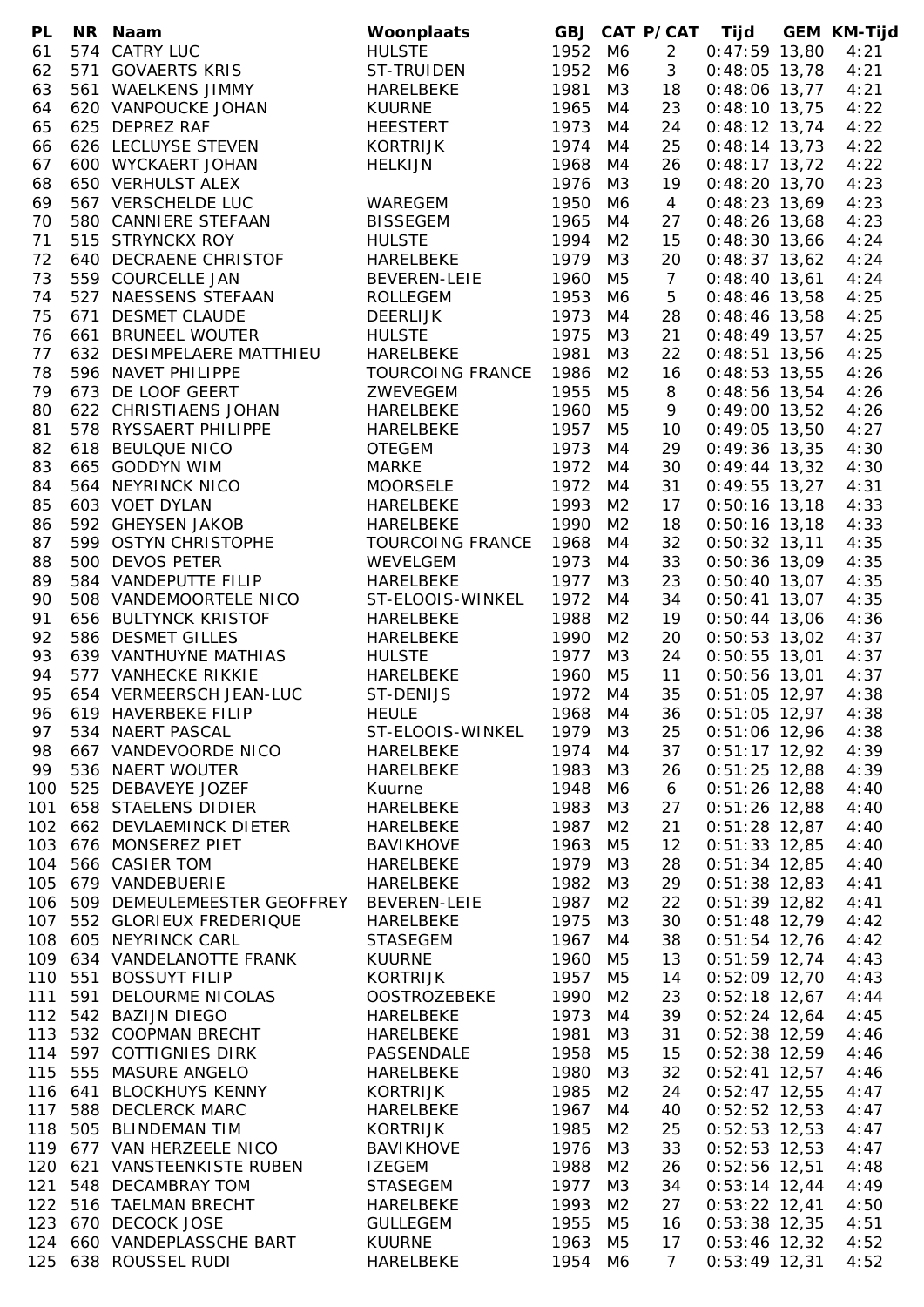| PL | NR | Naam | Woonplaats | GBJ | CAT | P/CAT | Tijd | GEM | KM-Tijd |
|---|---|---|---|---|---|---|---|---|---|
| 61 | 574 | CATRY LUC | HULSTE | 1952 | M6 | 2 | 0:47:59 | 13,80 | 4:21 |
| 62 | 571 | GOVAERTS KRIS | ST-TRUIDEN | 1952 | M6 | 3 | 0:48:05 | 13,78 | 4:21 |
| 63 | 561 | WAELKENS JIMMY | HARELBEKE | 1981 | M3 | 18 | 0:48:06 | 13,77 | 4:21 |
| 64 | 620 | VANPOUCKE JOHAN | KUURNE | 1965 | M4 | 23 | 0:48:10 | 13,75 | 4:22 |
| 65 | 625 | DEPREZ RAF | HEESTERT | 1973 | M4 | 24 | 0:48:12 | 13,74 | 4:22 |
| 66 | 626 | LECLUYSE STEVEN | KORTRIJK | 1974 | M4 | 25 | 0:48:14 | 13,73 | 4:22 |
| 67 | 600 | WYCKAERT JOHAN | HELKIJN | 1968 | M4 | 26 | 0:48:17 | 13,72 | 4:22 |
| 68 | 650 | VERHULST ALEX | | 1976 | M3 | 19 | 0:48:20 | 13,70 | 4:23 |
| 69 | 567 | VERSCHELDE LUC | WAREGEM | 1950 | M6 | 4 | 0:48:23 | 13,69 | 4:23 |
| 70 | 580 | CANNIERE STEFAAN | BISSEGEM | 1965 | M4 | 27 | 0:48:26 | 13,68 | 4:23 |
| 71 | 515 | STRYNCKX ROY | HULSTE | 1994 | M2 | 15 | 0:48:30 | 13,66 | 4:24 |
| 72 | 640 | DECRAENE CHRISTOF | HARELBEKE | 1979 | M3 | 20 | 0:48:37 | 13,62 | 4:24 |
| 73 | 559 | COURCELLE JAN | BEVEREN-LEIE | 1960 | M5 | 7 | 0:48:40 | 13,61 | 4:24 |
| 74 | 527 | NAESSENS STEFAAN | ROLLEGEM | 1953 | M6 | 5 | 0:48:46 | 13,58 | 4:25 |
| 75 | 671 | DESMET CLAUDE | DEERLIJK | 1973 | M4 | 28 | 0:48:46 | 13,58 | 4:25 |
| 76 | 661 | BRUNEEL WOUTER | HULSTE | 1975 | M3 | 21 | 0:48:49 | 13,57 | 4:25 |
| 77 | 632 | DESIMPELAERE MATTHIEU | HARELBEKE | 1981 | M3 | 22 | 0:48:51 | 13,56 | 4:25 |
| 78 | 596 | NAVET PHILIPPE | TOURCOING FRANCE | 1986 | M2 | 16 | 0:48:53 | 13,55 | 4:26 |
| 79 | 673 | DE LOOF GEERT | ZWEVEGEM | 1955 | M5 | 8 | 0:48:56 | 13,54 | 4:26 |
| 80 | 622 | CHRISTIAENS JOHAN | HARELBEKE | 1960 | M5 | 9 | 0:49:00 | 13,52 | 4:26 |
| 81 | 578 | RYSSAERT PHILIPPE | HARELBEKE | 1957 | M5 | 10 | 0:49:05 | 13,50 | 4:27 |
| 82 | 618 | BEULQUE NICO | OTEGEM | 1973 | M4 | 29 | 0:49:36 | 13,35 | 4:30 |
| 83 | 665 | GODDYN WIM | MARKE | 1972 | M4 | 30 | 0:49:44 | 13,32 | 4:30 |
| 84 | 564 | NEYRINCK NICO | MOORSELE | 1972 | M4 | 31 | 0:49:55 | 13,27 | 4:31 |
| 85 | 603 | VOET DYLAN | HARELBEKE | 1993 | M2 | 17 | 0:50:16 | 13,18 | 4:33 |
| 86 | 592 | GHEYSEN JAKOB | HARELBEKE | 1990 | M2 | 18 | 0:50:16 | 13,18 | 4:33 |
| 87 | 599 | OSTYN CHRISTOPHE | TOURCOING FRANCE | 1968 | M4 | 32 | 0:50:32 | 13,11 | 4:35 |
| 88 | 500 | DEVOS PETER | WEVELGEM | 1973 | M4 | 33 | 0:50:36 | 13,09 | 4:35 |
| 89 | 584 | VANDEPUTTE FILIP | HARELBEKE | 1977 | M3 | 23 | 0:50:40 | 13,07 | 4:35 |
| 90 | 508 | VANDEMOORTELE NICO | ST-ELOOIS-WINKEL | 1972 | M4 | 34 | 0:50:41 | 13,07 | 4:35 |
| 91 | 656 | BULTYNCK KRISTOF | HARELBEKE | 1988 | M2 | 19 | 0:50:44 | 13,06 | 4:36 |
| 92 | 586 | DESMET GILLES | HARELBEKE | 1990 | M2 | 20 | 0:50:53 | 13,02 | 4:37 |
| 93 | 639 | VANTHUYNE MATHIAS | HULSTE | 1977 | M3 | 24 | 0:50:55 | 13,01 | 4:37 |
| 94 | 577 | VANHECKE RIKKIE | HARELBEKE | 1960 | M5 | 11 | 0:50:56 | 13,01 | 4:37 |
| 95 | 654 | VERMEERSCH JEAN-LUC | ST-DENIJS | 1972 | M4 | 35 | 0:51:05 | 12,97 | 4:38 |
| 96 | 619 | HAVERBEKE FILIP | HEULE | 1968 | M4 | 36 | 0:51:05 | 12,97 | 4:38 |
| 97 | 534 | NAERT PASCAL | ST-ELOOIS-WINKEL | 1979 | M3 | 25 | 0:51:06 | 12,96 | 4:38 |
| 98 | 667 | VANDEVOORDE NICO | HARELBEKE | 1974 | M4 | 37 | 0:51:17 | 12,92 | 4:39 |
| 99 | 536 | NAERT WOUTER | HARELBEKE | 1983 | M3 | 26 | 0:51:25 | 12,88 | 4:39 |
| 100 | 525 | DEBAVEYE JOZEF | Kuurne | 1948 | M6 | 6 | 0:51:26 | 12,88 | 4:40 |
| 101 | 658 | STAELENS DIDIER | HARELBEKE | 1983 | M3 | 27 | 0:51:26 | 12,88 | 4:40 |
| 102 | 662 | DEVLAEMINCK DIETER | HARELBEKE | 1987 | M2 | 21 | 0:51:28 | 12,87 | 4:40 |
| 103 | 676 | MONSEREZ PIET | BAVIKHOVE | 1963 | M5 | 12 | 0:51:33 | 12,85 | 4:40 |
| 104 | 566 | CASIER TOM | HARELBEKE | 1979 | M3 | 28 | 0:51:34 | 12,85 | 4:40 |
| 105 | 679 | VANDEBUERIE | HARELBEKE | 1982 | M3 | 29 | 0:51:38 | 12,83 | 4:41 |
| 106 | 509 | DEMEULEMEESTER GEOFFREY | BEVEREN-LEIE | 1987 | M2 | 22 | 0:51:39 | 12,82 | 4:41 |
| 107 | 552 | GLORIEUX FREDERIQUE | HARELBEKE | 1975 | M3 | 30 | 0:51:48 | 12,79 | 4:42 |
| 108 | 605 | NEYRINCK CARL | STASEGEM | 1967 | M4 | 38 | 0:51:54 | 12,76 | 4:42 |
| 109 | 634 | VANDELANOTTE FRANK | KUURNE | 1960 | M5 | 13 | 0:51:59 | 12,74 | 4:43 |
| 110 | 551 | BOSSUYT FILIP | KORTRIJK | 1957 | M5 | 14 | 0:52:09 | 12,70 | 4:43 |
| 111 | 591 | DELOURME NICOLAS | OOSTROZEBEKE | 1990 | M2 | 23 | 0:52:18 | 12,67 | 4:44 |
| 112 | 542 | BAZIJN DIEGO | HARELBEKE | 1973 | M4 | 39 | 0:52:24 | 12,64 | 4:45 |
| 113 | 532 | COOPMAN BRECHT | HARELBEKE | 1981 | M3 | 31 | 0:52:38 | 12,59 | 4:46 |
| 114 | 597 | COTTIGNIES DIRK | PASSENDALE | 1958 | M5 | 15 | 0:52:38 | 12,59 | 4:46 |
| 115 | 555 | MASURE ANGELO | HARELBEKE | 1980 | M3 | 32 | 0:52:41 | 12,57 | 4:46 |
| 116 | 641 | BLOCKHUYS KENNY | KORTRIJK | 1985 | M2 | 24 | 0:52:47 | 12,55 | 4:47 |
| 117 | 588 | DECLERCK MARC | HARELBEKE | 1967 | M4 | 40 | 0:52:52 | 12,53 | 4:47 |
| 118 | 505 | BLINDEMAN TIM | KORTRIJK | 1985 | M2 | 25 | 0:52:53 | 12,53 | 4:47 |
| 119 | 677 | VAN HERZEELE NICO | BAVIKHOVE | 1976 | M3 | 33 | 0:52:53 | 12,53 | 4:47 |
| 120 | 621 | VANSTEENKISTE RUBEN | IZEGEM | 1988 | M2 | 26 | 0:52:56 | 12,51 | 4:48 |
| 121 | 548 | DECAMBRAY TOM | STASEGEM | 1977 | M3 | 34 | 0:53:14 | 12,44 | 4:49 |
| 122 | 516 | TAELMAN BRECHT | HARELBEKE | 1993 | M2 | 27 | 0:53:22 | 12,41 | 4:50 |
| 123 | 670 | DECOCK JOSE | GULLEGEM | 1955 | M5 | 16 | 0:53:38 | 12,35 | 4:51 |
| 124 | 660 | VANDEPLASSCHE BART | KUURNE | 1963 | M5 | 17 | 0:53:46 | 12,32 | 4:52 |
| 125 | 638 | ROUSSEL RUDI | HARELBEKE | 1954 | M6 | 7 | 0:53:49 | 12,31 | 4:52 |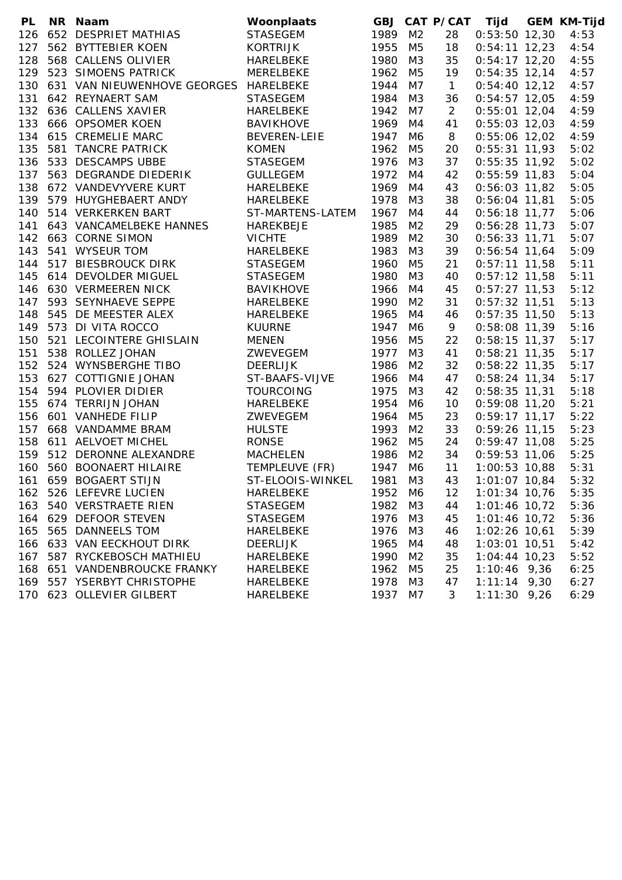| PL | NR | Naam | Woonplaats | GBJ | CAT | P/CAT | Tijd | GEM | KM-Tijd |
|---|---|---|---|---|---|---|---|---|---|
| 126 | 652 | DESPRIET MATHIAS | STASEGEM | 1989 | M2 | 28 | 0:53:50 | 12,30 | 4:53 |
| 127 | 562 | BYTTEBIER KOEN | KORTRIJK | 1955 | M5 | 18 | 0:54:11 | 12,23 | 4:54 |
| 128 | 568 | CALLENS OLIVIER | HARELBEKE | 1980 | M3 | 35 | 0:54:17 | 12,20 | 4:55 |
| 129 | 523 | SIMOENS PATRICK | MERELBEKE | 1962 | M5 | 19 | 0:54:35 | 12,14 | 4:57 |
| 130 | 631 | VAN NIEUWENHOVE GEORGES | HARELBEKE | 1944 | M7 | 1 | 0:54:40 | 12,12 | 4:57 |
| 131 | 642 | REYNAERT SAM | STASEGEM | 1984 | M3 | 36 | 0:54:57 | 12,05 | 4:59 |
| 132 | 636 | CALLENS XAVIER | HARELBEKE | 1942 | M7 | 2 | 0:55:01 | 12,04 | 4:59 |
| 133 | 666 | OPSOMER KOEN | BAVIKHOVE | 1969 | M4 | 41 | 0:55:03 | 12,03 | 4:59 |
| 134 | 615 | CREMELIE MARC | BEVEREN-LEIE | 1947 | M6 | 8 | 0:55:06 | 12,02 | 4:59 |
| 135 | 581 | TANCRE PATRICK | KOMEN | 1962 | M5 | 20 | 0:55:31 | 11,93 | 5:02 |
| 136 | 533 | DESCAMPS UBBE | STASEGEM | 1976 | M3 | 37 | 0:55:35 | 11,92 | 5:02 |
| 137 | 563 | DEGRANDE DIEDERIK | GULLEGEM | 1972 | M4 | 42 | 0:55:59 | 11,83 | 5:04 |
| 138 | 672 | VANDEVYVERE KURT | HARELBEKE | 1969 | M4 | 43 | 0:56:03 | 11,82 | 5:05 |
| 139 | 579 | HUYGHEBAERT ANDY | HARELBEKE | 1978 | M3 | 38 | 0:56:04 | 11,81 | 5:05 |
| 140 | 514 | VERKERKEN BART | ST-MARTENS-LATEM | 1967 | M4 | 44 | 0:56:18 | 11,77 | 5:06 |
| 141 | 643 | VANCAMELBEKE HANNES | HAREKBEJE | 1985 | M2 | 29 | 0:56:28 | 11,73 | 5:07 |
| 142 | 663 | CORNE SIMON | VICHTE | 1989 | M2 | 30 | 0:56:33 | 11,71 | 5:07 |
| 143 | 541 | WYSEUR TOM | HARELBEKE | 1983 | M3 | 39 | 0:56:54 | 11,64 | 5:09 |
| 144 | 517 | BIESBROUCK DIRK | STASEGEM | 1960 | M5 | 21 | 0:57:11 | 11,58 | 5:11 |
| 145 | 614 | DEVOLDER MIGUEL | STASEGEM | 1980 | M3 | 40 | 0:57:12 | 11,58 | 5:11 |
| 146 | 630 | VERMEEREN NICK | BAVIKHOVE | 1966 | M4 | 45 | 0:57:27 | 11,53 | 5:12 |
| 147 | 593 | SEYNHAEVE SEPPE | HARELBEKE | 1990 | M2 | 31 | 0:57:32 | 11,51 | 5:13 |
| 148 | 545 | DE MEESTER ALEX | HARELBEKE | 1965 | M4 | 46 | 0:57:35 | 11,50 | 5:13 |
| 149 | 573 | DI VITA ROCCO | KUURNE | 1947 | M6 | 9 | 0:58:08 | 11,39 | 5:16 |
| 150 | 521 | LECOINTERE GHISLAIN | MENEN | 1956 | M5 | 22 | 0:58:15 | 11,37 | 5:17 |
| 151 | 538 | ROLLEZ JOHAN | ZWEVEGEM | 1977 | M3 | 41 | 0:58:21 | 11,35 | 5:17 |
| 152 | 524 | WYNSBERGHE TIBO | DEERLIJK | 1986 | M2 | 32 | 0:58:22 | 11,35 | 5:17 |
| 153 | 627 | COTTIGNIE JOHAN | ST-BAAFS-VIJVE | 1966 | M4 | 47 | 0:58:24 | 11,34 | 5:17 |
| 154 | 594 | PLOVIER DIDIER | TOURCOING | 1975 | M3 | 42 | 0:58:35 | 11,31 | 5:18 |
| 155 | 674 | TERRIJN JOHAN | HARELBEKE | 1954 | M6 | 10 | 0:59:08 | 11,20 | 5:21 |
| 156 | 601 | VANHEDE FILIP | ZWEVEGEM | 1964 | M5 | 23 | 0:59:17 | 11,17 | 5:22 |
| 157 | 668 | VANDAMME BRAM | HULSTE | 1993 | M2 | 33 | 0:59:26 | 11,15 | 5:23 |
| 158 | 611 | AELVOET MICHEL | RONSE | 1962 | M5 | 24 | 0:59:47 | 11,08 | 5:25 |
| 159 | 512 | DERONNE ALEXANDRE | MACHELEN | 1986 | M2 | 34 | 0:59:53 | 11,06 | 5:25 |
| 160 | 560 | BOONAERT HILAIRE | TEMPLEUVE (FR) | 1947 | M6 | 11 | 1:00:53 | 10,88 | 5:31 |
| 161 | 659 | BOGAERT STIJN | ST-ELOOIS-WINKEL | 1981 | M3 | 43 | 1:01:07 | 10,84 | 5:32 |
| 162 | 526 | LEFEVRE LUCIEN | HARELBEKE | 1952 | M6 | 12 | 1:01:34 | 10,76 | 5:35 |
| 163 | 540 | VERSTRAETE RIEN | STASEGEM | 1982 | M3 | 44 | 1:01:46 | 10,72 | 5:36 |
| 164 | 629 | DEFOOR STEVEN | STASEGEM | 1976 | M3 | 45 | 1:01:46 | 10,72 | 5:36 |
| 165 | 565 | DANNEELS TOM | HARELBEKE | 1976 | M3 | 46 | 1:02:26 | 10,61 | 5:39 |
| 166 | 633 | VAN EECKHOUT DIRK | DEERLIJK | 1965 | M4 | 48 | 1:03:01 | 10,51 | 5:42 |
| 167 | 587 | RYCKEBOSCH MATHIEU | HARELBEKE | 1990 | M2 | 35 | 1:04:44 | 10,23 | 5:52 |
| 168 | 651 | VANDENBROUCKE FRANKY | HARELBEKE | 1962 | M5 | 25 | 1:10:46 | 9,36 | 6:25 |
| 169 | 557 | YSERBYT CHRISTOPHE | HARELBEKE | 1978 | M3 | 47 | 1:11:14 | 9,30 | 6:27 |
| 170 | 623 | OLLEVIER GILBERT | HARELBEKE | 1937 | M7 | 3 | 1:11:30 | 9,26 | 6:29 |